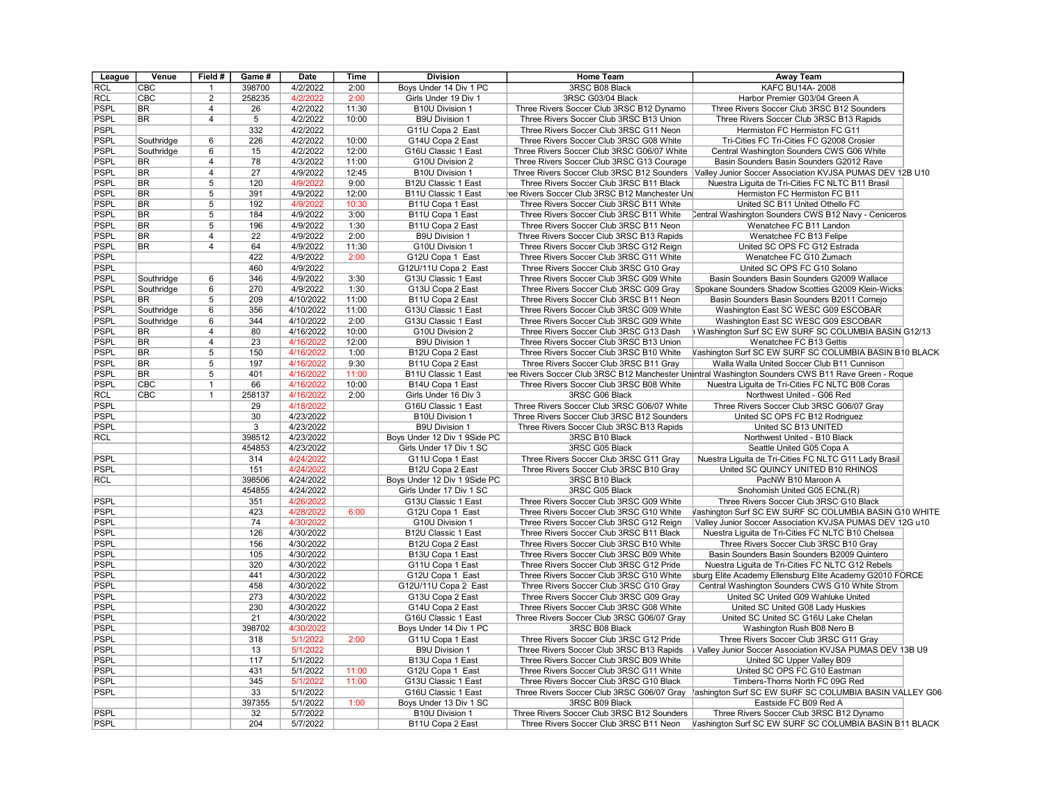| League | Venue | Field # | Game # | Date | Time | Division | Home Team | Away Team |
|---|---|---|---|---|---|---|---|---|
| RCL | CBC | 1 | 398700 | 4/2/2022 | 2:00 | Boys Under 14 Div 1 PC | 3RSC B08 Black | KAFC BU14A- 2008 |
| RCL | CBC | 2 | 258235 | 4/2/2022 | 2:00 | Girls Under 19 Div 1 | 3RSC G03/04 Black | Harbor Premier G03/04 Green A |
| PSPL | BR | 4 | 26 | 4/2/2022 | 11:30 | B10U Division 1 | Three Rivers Soccer Club 3RSC B12 Dynamo | Three Rivers Soccer Club 3RSC B12 Sounders |
| PSPL | BR | 4 | 5 | 4/2/2022 | 10:00 | B9U Division 1 | Three Rivers Soccer Club 3RSC B13 Union | Three Rivers Soccer Club 3RSC B13 Rapids |
| PSPL | | | 332 | 4/2/2022 | | G11U Copa 2 East | Three Rivers Soccer Club 3RSC G11 Neon | Hermiston FC Hermiston FC G11 |
| PSPL | Southridge | 6 | 226 | 4/2/2022 | 10:00 | G14U Copa 2 East | Three Rivers Soccer Club 3RSC G08 White | Tri-Cities FC Tri-Cities FC G2008 Crosier |
| PSPL | Southridge | 6 | 15 | 4/2/2022 | 12:00 | G16U Classic 1 East | Three Rivers Soccer Club 3RSC G06/07 White | Central Washington Sounders CWS G06 White |
| PSPL | BR | 4 | 78 | 4/3/2022 | 11:00 | G10U Division 2 | Three Rivers Soccer Club 3RSC G13 Courage | Basin Sounders Basin Sounders G2012 Rave |
| PSPL | BR | 4 | 27 | 4/9/2022 | 12:45 | B10U Division 1 | Three Rivers Soccer Club 3RSC B12 Sounders | Valley Junior Soccer Association KVJSA PUMAS DEV 12B U10 |
| PSPL | BR | 5 | 120 | 4/9/2022 | 9:00 | B12U Classic 1 East | Three Rivers Soccer Club 3RSC B11 Black | Nuestra Liguita de Tri-Cities FC NLTC B11 Brasil |
| PSPL | BR | 5 | 391 | 4/9/2022 | 12:00 | B11U Classic 1 East | ee Rivers Soccer Club 3RSC B12 Manchester Un | Hermiston FC Hermiston FC B11 |
| PSPL | BR | 5 | 192 | 4/9/2022 | 10:30 | B11U Copa 1 East | Three Rivers Soccer Club 3RSC B11 White | United SC B11 United Othello FC |
| PSPL | BR | 5 | 184 | 4/9/2022 | 3:00 | B11U Copa 1 East | Three Rivers Soccer Club 3RSC B11 White | Central Washington Sounders CWS B12 Navy - Ceniceros |
| PSPL | BR | 5 | 196 | 4/9/2022 | 1:30 | B11U Copa 2 East | Three Rivers Soccer Club 3RSC B11 Neon | Wenatchee FC B11 Landon |
| PSPL | BR | 4 | 22 | 4/9/2022 | 2:00 | B9U Division 1 | Three Rivers Soccer Club 3RSC B13 Rapids | Wenatchee FC B13 Felipe |
| PSPL | BR | 4 | 64 | 4/9/2022 | 11:30 | G10U Division 1 | Three Rivers Soccer Club 3RSC G12 Reign | United SC OPS FC G12 Estrada |
| PSPL | | | 422 | 4/9/2022 | 2:00 | G12U Copa 1 East | Three Rivers Soccer Club 3RSC G11 White | Wenatchee FC G10 Zumach |
| PSPL | | | 460 | 4/9/2022 | | G12U/11U Copa 2 East | Three Rivers Soccer Club 3RSC G10 Gray | United SC OPS FC G10 Solano |
| PSPL | Southridge | 6 | 346 | 4/9/2022 | 3:30 | G13U Classic 1 East | Three Rivers Soccer Club 3RSC G09 White | Basin Sounders Basin Sounders G2009 Wallace |
| PSPL | Southridge | 6 | 270 | 4/9/2022 | 1:30 | G13U Copa 2 East | Three Rivers Soccer Club 3RSC G09 Gray | Spokane Sounders Shadow Scotties G2009 Klein-Wicks |
| PSPL | BR | 5 | 209 | 4/10/2022 | 11:00 | B11U Copa 2 East | Three Rivers Soccer Club 3RSC B11 Neon | Basin Sounders Basin Sounders B2011 Cornejo |
| PSPL | Southridge | 6 | 356 | 4/10/2022 | 11:00 | G13U Classic 1 East | Three Rivers Soccer Club 3RSC G09 White | Washington East SC WESC G09 ESCOBAR |
| PSPL | Southridge | 6 | 344 | 4/10/2022 | 2:00 | G13U Classic 1 East | Three Rivers Soccer Club 3RSC G09 White | Washington East SC WESC G09 ESCOBAR |
| PSPL | BR | 4 | 80 | 4/16/2022 | 10:00 | G10U Division 2 | Three Rivers Soccer Club 3RSC G13 Dash | Washington Surf SC EW SURF SC COLUMBIA BASIN G12/13 |
| PSPL | BR | 4 | 23 | 4/16/2022 | 12:00 | B9U Division 1 | Three Rivers Soccer Club 3RSC B13 Union | Wenatchee FC B13 Gettis |
| PSPL | BR | 5 | 150 | 4/16/2022 | 1:00 | B12U Copa 2 East | Three Rivers Soccer Club 3RSC B10 White | Washington Surf SC EW SURF SC COLUMBIA BASIN B10 BLACK |
| PSPL | BR | 5 | 197 | 4/16/2022 | 9:30 | B11U Copa 2 East | Three Rivers Soccer Club 3RSC B11 Gray | Walla Walla United Soccer Club B11 Cunnison |
| PSPL | BR | 5 | 401 | 4/16/2022 | 11:00 | B11U Classic 1 East | ee Rivers Soccer Club 3RSC B12 Manchester Un | entral Washington Sounders CWS B11 Rave Green - Roque |
| PSPL | CBC | 1 | 66 | 4/16/2022 | 10:00 | B14U Copa 1 East | Three Rivers Soccer Club 3RSC B08 White | Nuestra Liguita de Tri-Cities FC NLTC B08 Coras |
| RCL | CBC | 1 | 258137 | 4/16/2022 | 2:00 | Girls Under 16 Div 3 | 3RSC G06 Black | Northwest United - G06 Red |
| PSPL | | | 29 | 4/18/2022 | | G16U Classic 1 East | Three Rivers Soccer Club 3RSC G06/07 White | Three Rivers Soccer Club 3RSC G06/07 Gray |
| PSPL | | | 30 | 4/23/2022 | | B10U Division 1 | Three Rivers Soccer Club 3RSC B12 Sounders | United SC OPS FC B12 Rodriguez |
| PSPL | | | 3 | 4/23/2022 | | B9U Division 1 | Three Rivers Soccer Club 3RSC B13 Rapids | United SC B13 UNITED |
| RCL | | | 398512 | 4/23/2022 | | Boys Under 12 Div 1 9Side PC | 3RSC B10 Black | Northwest United - B10 Black |
| | | | 454853 | 4/23/2022 | | Girls Under 17 Div 1 SC | 3RSC G05 Black | Seattle United G05 Copa A |
| PSPL | | | 314 | 4/24/2022 | | G11U Copa 1 East | Three Rivers Soccer Club 3RSC G11 Gray | Nuestra Liguita de Tri-Cities FC NLTC G11 Lady Brasil |
| PSPL | | | 151 | 4/24/2022 | | B12U Copa 2 East | Three Rivers Soccer Club 3RSC B10 Gray | United SC QUINCY UNITED B10 RHINOS |
| RCL | | | 398506 | 4/24/2022 | | Boys Under 12 Div 1 9Side PC | 3RSC B10 Black | PacNW B10 Maroon A |
| | | | 454855 | 4/24/2022 | | Girls Under 17 Div 1 SC | 3RSC G05 Black | Snohomish United G05 ECNL(R) |
| PSPL | | | 351 | 4/26/2022 | | G13U Classic 1 East | Three Rivers Soccer Club 3RSC G09 White | Three Rivers Soccer Club 3RSC G10 Black |
| PSPL | | | 423 | 4/28/2022 | 6:00 | G12U Copa 1 East | Three Rivers Soccer Club 3RSC G10 White | Washington Surf SC EW SURF SC COLUMBIA BASIN G10 WHITE |
| PSPL | | | 74 | 4/30/2022 | | G10U Division 1 | Three Rivers Soccer Club 3RSC G12 Reign | Valley Junior Soccer Association KVJSA PUMAS DEV 12G u10 |
| PSPL | | | 126 | 4/30/2022 | | B12U Classic 1 East | Three Rivers Soccer Club 3RSC B11 Black | Nuestra Liguita de Tri-Cities FC NLTC B10 Chelsea |
| PSPL | | | 156 | 4/30/2022 | | B12U Copa 2 East | Three Rivers Soccer Club 3RSC B10 White | Three Rivers Soccer Club 3RSC B10 Gray |
| PSPL | | | 105 | 4/30/2022 | | B13U Copa 1 East | Three Rivers Soccer Club 3RSC B09 White | Basin Sounders Basin Sounders B2009 Quintero |
| PSPL | | | 320 | 4/30/2022 | | G11U Copa 1 East | Three Rivers Soccer Club 3RSC G12 Pride | Nuestra Liguita de Tri-Cities FC NLTC G12 Rebels |
| PSPL | | | 441 | 4/30/2022 | | G12U Copa 1 East | Three Rivers Soccer Club 3RSC G10 White | sburg Elite Academy Ellensburg Elite Academy G2010 FORCE |
| PSPL | | | 458 | 4/30/2022 | | G12U/11U Copa 2 East | Three Rivers Soccer Club 3RSC G10 Gray | Central Washington Sounders CWS G10 White Strom |
| PSPL | | | 273 | 4/30/2022 | | G13U Copa 2 East | Three Rivers Soccer Club 3RSC G09 Gray | United SC United G09 Wahluke United |
| PSPL | | | 230 | 4/30/2022 | | G14U Copa 2 East | Three Rivers Soccer Club 3RSC G08 White | United SC United G08 Lady Huskies |
| PSPL | | | 21 | 4/30/2022 | | G16U Classic 1 East | Three Rivers Soccer Club 3RSC G06/07 Gray | United SC United SC G16U Lake Chelan |
| PSPL | | | 398702 | 4/30/2022 | | Boys Under 14 Div 1 PC | 3RSC B08 Black | Washington Rush B08 Nero B |
| PSPL | | | 318 | 5/1/2022 | 2:00 | G11U Copa 1 East | Three Rivers Soccer Club 3RSC G12 Pride | Three Rivers Soccer Club 3RSC G11 Gray |
| PSPL | | | 13 | 5/1/2022 | | B9U Division 1 | Three Rivers Soccer Club 3RSC B13 Rapids | Valley Junior Soccer Association KVJSA PUMAS DEV 13B U9 |
| PSPL | | | 117 | 5/1/2022 | | B13U Copa 1 East | Three Rivers Soccer Club 3RSC B09 White | United SC Upper Valley B09 |
| PSPL | | | 431 | 5/1/2022 | 11:00 | G12U Copa 1 East | Three Rivers Soccer Club 3RSC G11 White | United SC OPS FC G10 Eastman |
| PSPL | | | 345 | 5/1/2022 | 11:00 | G13U Classic 1 East | Three Rivers Soccer Club 3RSC G10 Black | Timbers-Thorns North FC 09G Red |
| PSPL | | | 33 | 5/1/2022 | | G16U Classic 1 East | Three Rivers Soccer Club 3RSC G06/07 Gray | ashington Surf SC EW SURF SC COLUMBIA BASIN VALLEY G06 |
| | | | 397355 | 5/1/2022 | 1:00 | Boys Under 13 Div 1 SC | 3RSC B09 Black | Eastside FC B09 Red A |
| PSPL | | | 32 | 5/7/2022 | | B10U Division 1 | Three Rivers Soccer Club 3RSC B12 Sounders | Three Rivers Soccer Club 3RSC B12 Dynamo |
| PSPL | | | 204 | 5/7/2022 | | B11U Copa 2 East | Three Rivers Soccer Club 3RSC B11 Neon | Washington Surf SC EW SURF SC COLUMBIA BASIN B11 BLACK |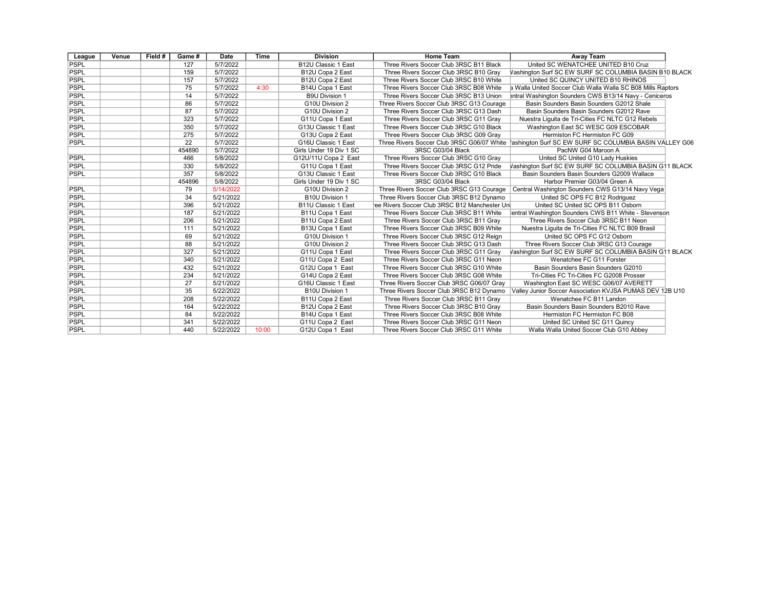| League | Venue | Field # | Game # | Date | Time | Division | Home Team | Away Team |
|---|---|---|---|---|---|---|---|---|
| PSPL | | | 127 | 5/7/2022 | | B12U Classic 1 East | Three Rivers Soccer Club 3RSC B11 Black | United SC WENATCHEE UNITED B10 Cruz |
| PSPL | | | 159 | 5/7/2022 | | B12U Copa 2 East | Three Rivers Soccer Club 3RSC B10 Gray | Vashington Surf SC EW SURF SC COLUMBIA BASIN B10 BLACK |
| PSPL | | | 157 | 5/7/2022 | | B12U Copa 2 East | Three Rivers Soccer Club 3RSC B10 White | United SC QUINCY UNITED B10 RHINOS |
| PSPL | | | 75 | 5/7/2022 | 4:30 | B14U Copa 1 East | Three Rivers Soccer Club 3RSC B08 White | a Walla United Soccer Club Walla Walla SC B08 Mills Raptors |
| PSPL | | | 14 | 5/7/2022 | | B9U Division 1 | Three Rivers Soccer Club 3RSC B13 Union | entral Washington Sounders CWS B13/14 Navy - Ceniceros |
| PSPL | | | 86 | 5/7/2022 | | G10U Division 2 | Three Rivers Soccer Club 3RSC G13 Courage | Basin Sounders Basin Sounders G2012 Shale |
| PSPL | | | 87 | 5/7/2022 | | G10U Division 2 | Three Rivers Soccer Club 3RSC G13 Dash | Basin Sounders Basin Sounders G2012 Rave |
| PSPL | | | 323 | 5/7/2022 | | G11U Copa 1 East | Three Rivers Soccer Club 3RSC G11 Gray | Nuestra Liguita de Tri-Cities FC NLTC G12 Rebels |
| PSPL | | | 350 | 5/7/2022 | | G13U Classic 1 East | Three Rivers Soccer Club 3RSC G10 Black | Washington East SC WESC G09 ESCOBAR |
| PSPL | | | 275 | 5/7/2022 | | G13U Copa 2 East | Three Rivers Soccer Club 3RSC G09 Gray | Hermiston FC Hermiston FC G09 |
| PSPL | | | 22 | 5/7/2022 | | G16U Classic 1 East | Three Rivers Soccer Club 3RSC G06/07 White | 'ashington Surf SC EW SURF SC COLUMBIA BASIN VALLEY G06 |
| | | | 454890 | 5/7/2022 | | Girls Under 19 Div 1 SC | 3RSC G03/04 Black | PacNW G04 Maroon A |
| PSPL | | | 466 | 5/8/2022 | | G12U/11U Copa 2 East | Three Rivers Soccer Club 3RSC G10 Gray | United SC United G10 Lady Huskies |
| PSPL | | | 330 | 5/8/2022 | | G11U Copa 1 East | Three Rivers Soccer Club 3RSC G12 Pride | Vashington Surf SC EW SURF SC COLUMBIA BASIN G11 BLACK |
| PSPL | | | 357 | 5/8/2022 | | G13U Classic 1 East | Three Rivers Soccer Club 3RSC G10 Black | Basin Sounders Basin Sounders G2009 Wallace |
| | | | 454896 | 5/8/2022 | | Girls Under 19 Div 1 SC | 3RSC G03/04 Black | Harbor Premier G03/04 Green A |
| PSPL | | | 79 | 5/14/2022 | | G10U Division 2 | Three Rivers Soccer Club 3RSC G13 Courage | Central Washington Sounders CWS G13/14 Navy Vega |
| PSPL | | | 34 | 5/21/2022 | | B10U Division 1 | Three Rivers Soccer Club 3RSC B12 Dynamo | United SC OPS FC B12 Rodriguez |
| PSPL | | | 396 | 5/21/2022 | | B11U Classic 1 East | ee Rivers Soccer Club 3RSC B12 Manchester Uni | United SC United SC OPS B11 Osborn |
| PSPL | | | 187 | 5/21/2022 | | B11U Copa 1 East | Three Rivers Soccer Club 3RSC B11 White | entral Washington Sounders CWS B11 White - Stevenson |
| PSPL | | | 206 | 5/21/2022 | | B11U Copa 2 East | Three Rivers Soccer Club 3RSC B11 Gray | Three Rivers Soccer Club 3RSC B11 Neon |
| PSPL | | | 111 | 5/21/2022 | | B13U Copa 1 East | Three Rivers Soccer Club 3RSC B09 White | Nuestra Liguita de Tri-Cities FC NLTC B09 Brasil |
| PSPL | | | 69 | 5/21/2022 | | G10U Division 1 | Three Rivers Soccer Club 3RSC G12 Reign | United SC OPS FC G12 Osborn |
| PSPL | | | 88 | 5/21/2022 | | G10U Division 2 | Three Rivers Soccer Club 3RSC G13 Dash | Three Rivers Soccer Club 3RSC G13 Courage |
| PSPL | | | 327 | 5/21/2022 | | G11U Copa 1 East | Three Rivers Soccer Club 3RSC G11 Gray | Vashington Surf SC EW SURF SC COLUMBIA BASIN G11 BLACK |
| PSPL | | | 340 | 5/21/2022 | | G11U Copa 2 East | Three Rivers Soccer Club 3RSC G11 Neon | Wenatchee FC G11 Forster |
| PSPL | | | 432 | 5/21/2022 | | G12U Copa 1 East | Three Rivers Soccer Club 3RSC G10 White | Basin Sounders Basin Sounders G2010 |
| PSPL | | | 234 | 5/21/2022 | | G14U Copa 2 East | Three Rivers Soccer Club 3RSC G08 White | Tri-Cities FC Tri-Cities FC G2008 Prosser |
| PSPL | | | 27 | 5/21/2022 | | G16U Classic 1 East | Three Rivers Soccer Club 3RSC G06/07 Gray | Washington East SC WESC G06/07 AVERETT |
| PSPL | | | 35 | 5/22/2022 | | B10U Division 1 | Three Rivers Soccer Club 3RSC B12 Dynamo | Valley Junior Soccer Association KVJSA PUMAS DEV 12B U10 |
| PSPL | | | 208 | 5/22/2022 | | B11U Copa 2 East | Three Rivers Soccer Club 3RSC B11 Gray | Wenatchee FC B11 Landon |
| PSPL | | | 164 | 5/22/2022 | | B12U Copa 2 East | Three Rivers Soccer Club 3RSC B10 Gray | Basin Sounders Basin Sounders B2010 Rave |
| PSPL | | | 84 | 5/22/2022 | | B14U Copa 1 East | Three Rivers Soccer Club 3RSC B08 White | Hermiston FC Hermiston FC B08 |
| PSPL | | | 341 | 5/22/2022 | | G11U Copa 2 East | Three Rivers Soccer Club 3RSC G11 Neon | United SC United SC G11 Quincy |
| PSPL | | | 440 | 5/22/2022 | 10:00 | G12U Copa 1 East | Three Rivers Soccer Club 3RSC G11 White | Walla Walla United Soccer Club G10 Abbey |